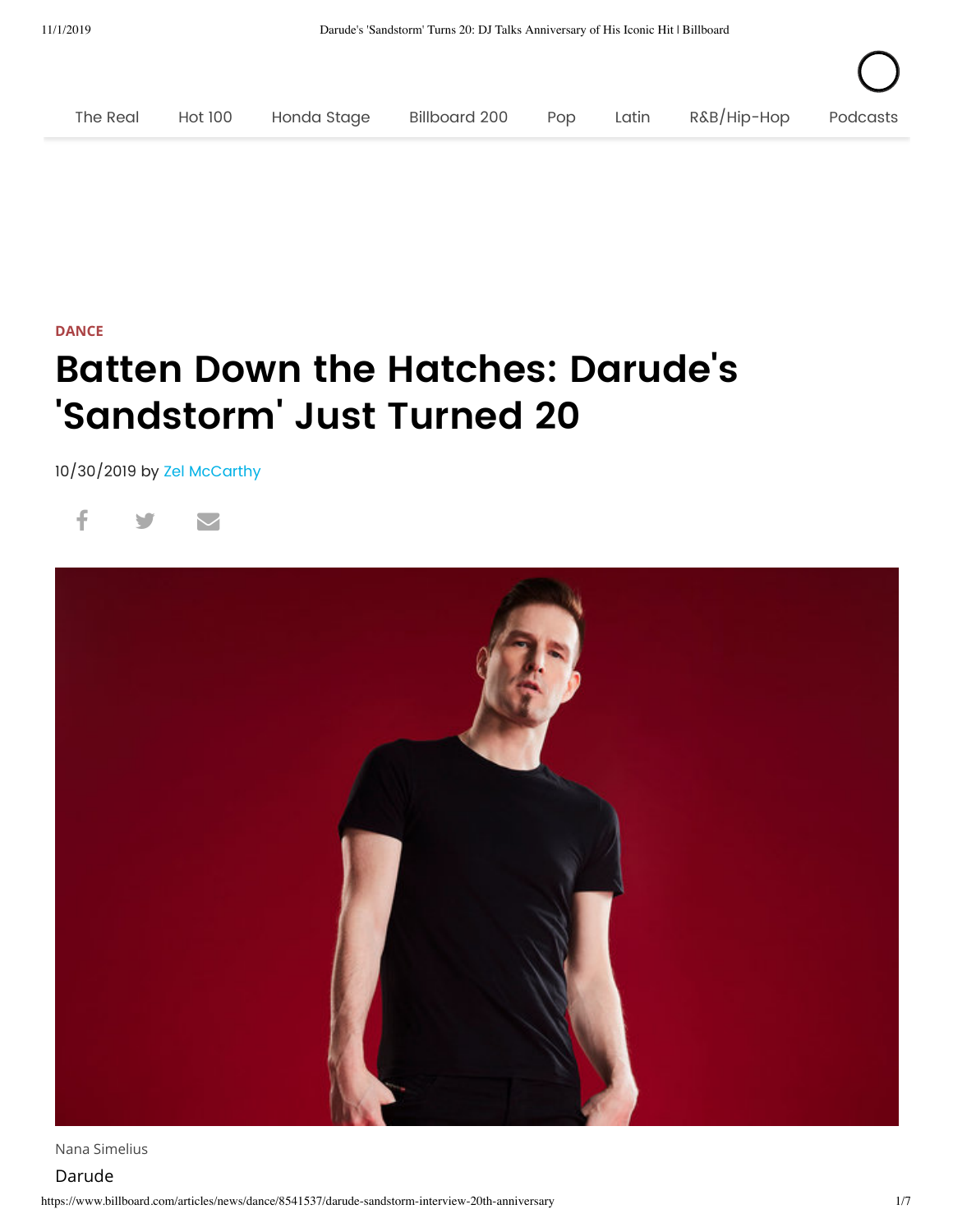The Real Hot 100 Honda Stage Billboard 200 Pop Latin R&B/Hip-Hop Podcasts

DANCE

# Batten Down the Hatches: Darude's 'Sandstorm' Just Turned 20

10/30/2019 by Zel McCarthy

Nana Simelius

Darude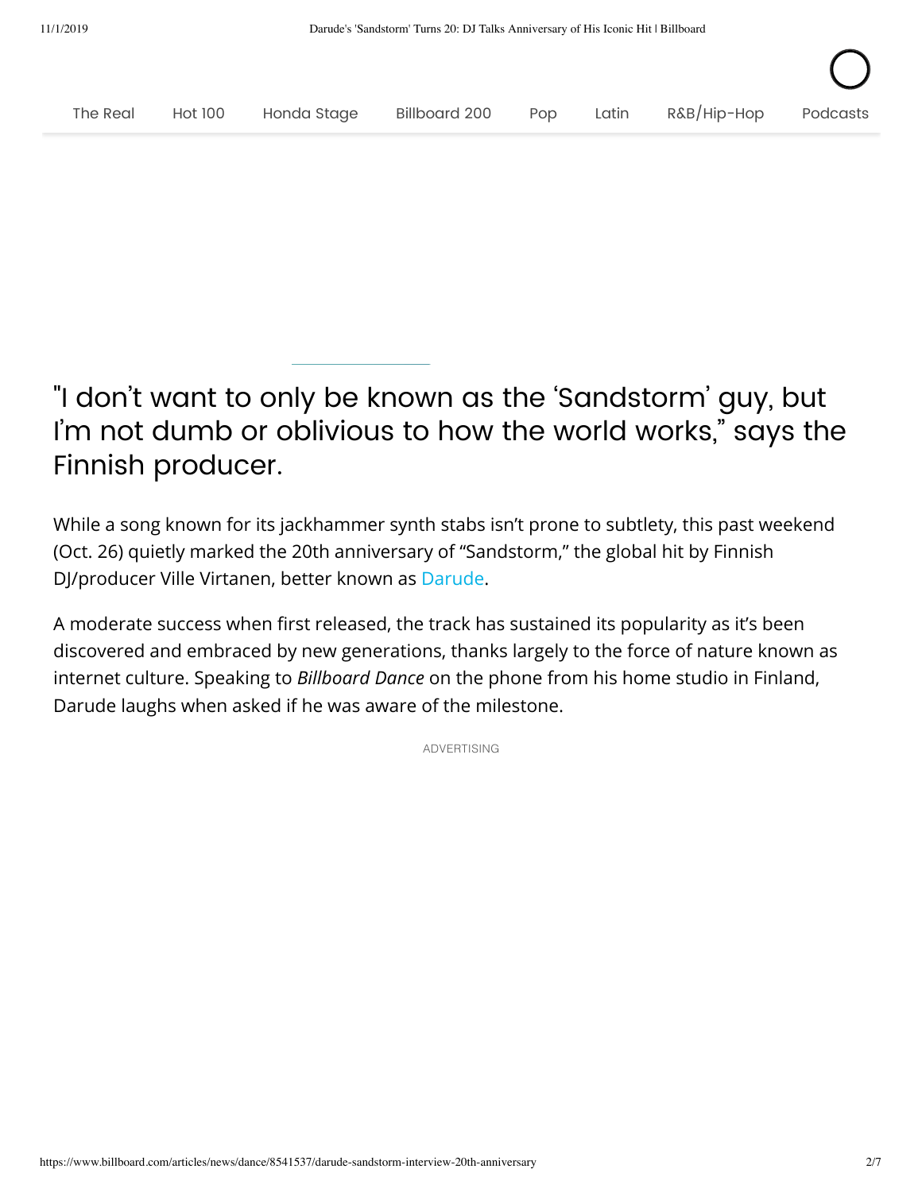"I don't want to only be known as the 'Sandstorm' guy, but I'm not dumb or oblivious to how the world works," says the Finnish producer.

While a song known for its jackhammer synth stabs isn't prone to subtlety, this past weekend (Oct. 26) quietly marked the 20th anniversary of "Sandstorm," the global hit by Finnish DJ/producer Ville Virtanen, better known as Darude.

A moderate success when first released, the track has sustained its popularity as it's been discovered and embraced by new generations, thanks largely to the force of nature known as internet culture. Speaking to *Billboard Dance* on the phone from his home studio in Finland, Darude laughs when asked if he was aware of the milestone.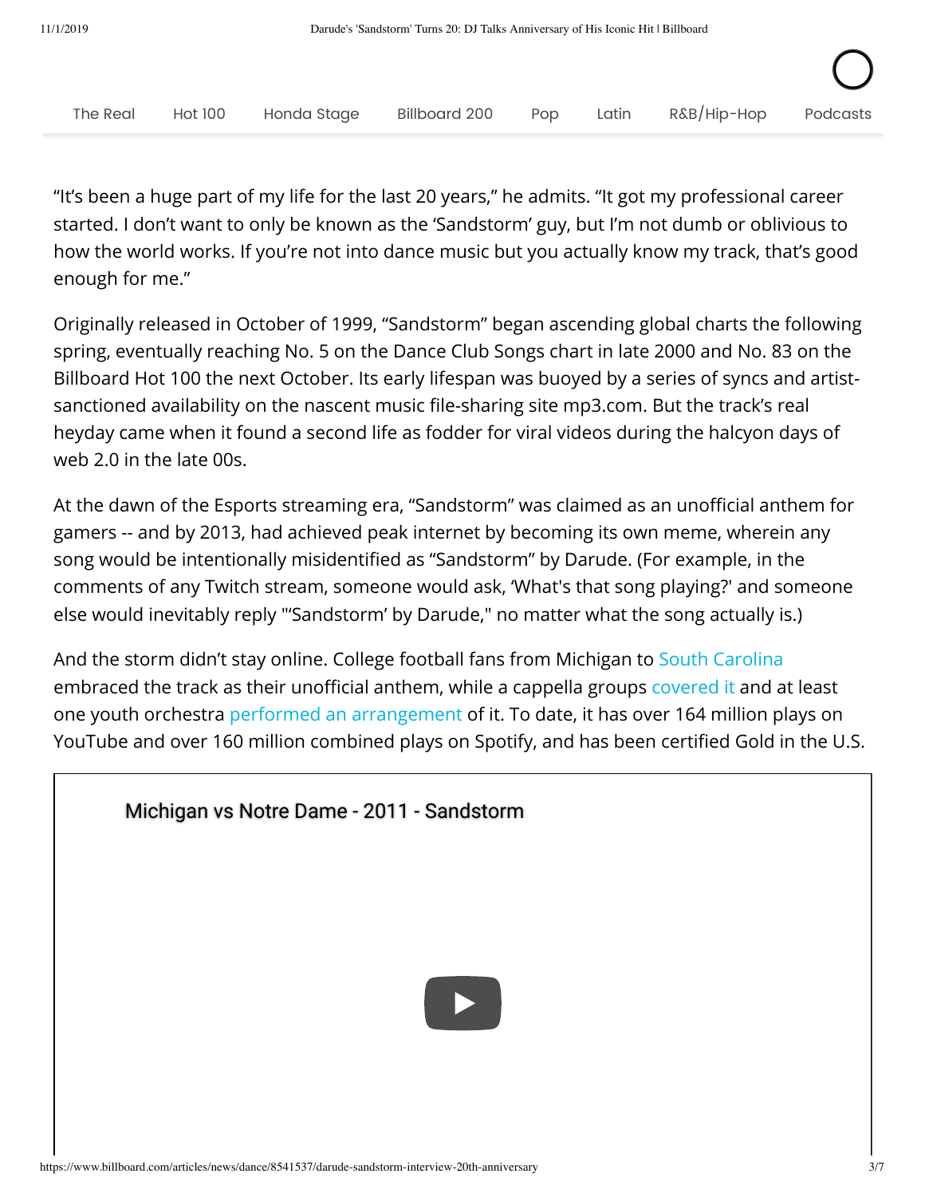"It's been a huge part of my life for the last 20 years," he admits. "It got my professional career started. I don't want to only be known as the 'Sandstorm' guy, but I'm not dumb or oblivious to how the world works. If you're not into dance music but you actually know my track, that's good enough for me."

Originally released in October of 1999, "Sandstorm" began ascending global charts the following spring, eventually reaching No. 5 on the Dance Club Songs chart in late 2000 and No. 83 on the Billboard Hot 100 the next October. Its early lifespan was buoyed by a series of syncs and artist-sanctioned availability on the nascent music file-sharing site mp3.com. But the track's real heyday came when it found a second life as fodder for viral videos during the halcyon days of web 2.0 in the late 00s.

At the dawn of the Esports streaming era, "Sandstorm" was claimed as an unofficial anthem for gamers -- and by 2013, had achieved peak internet by becoming its own meme, wherein any song would be intentionally misidentified as "Sandstorm" by Darude. (For example, in the comments of any Twitch stream, someone would ask, 'What's that song playing?' and someone else would inevitably reply "'Sandstorm' by Darude," no matter what the song actually is.)

And the storm didn't stay online. College football fans from Michigan to South Carolina embraced the track as their unofficial anthem, while a cappella groups covered it and at least one youth orchestra performed an arrangement of it. To date, it has over 164 million plays on YouTube and over 160 million combined plays on Spotify, and has been certified Gold in the U.S.

Michigan vs Notre Dame - 2011 - Sandstorm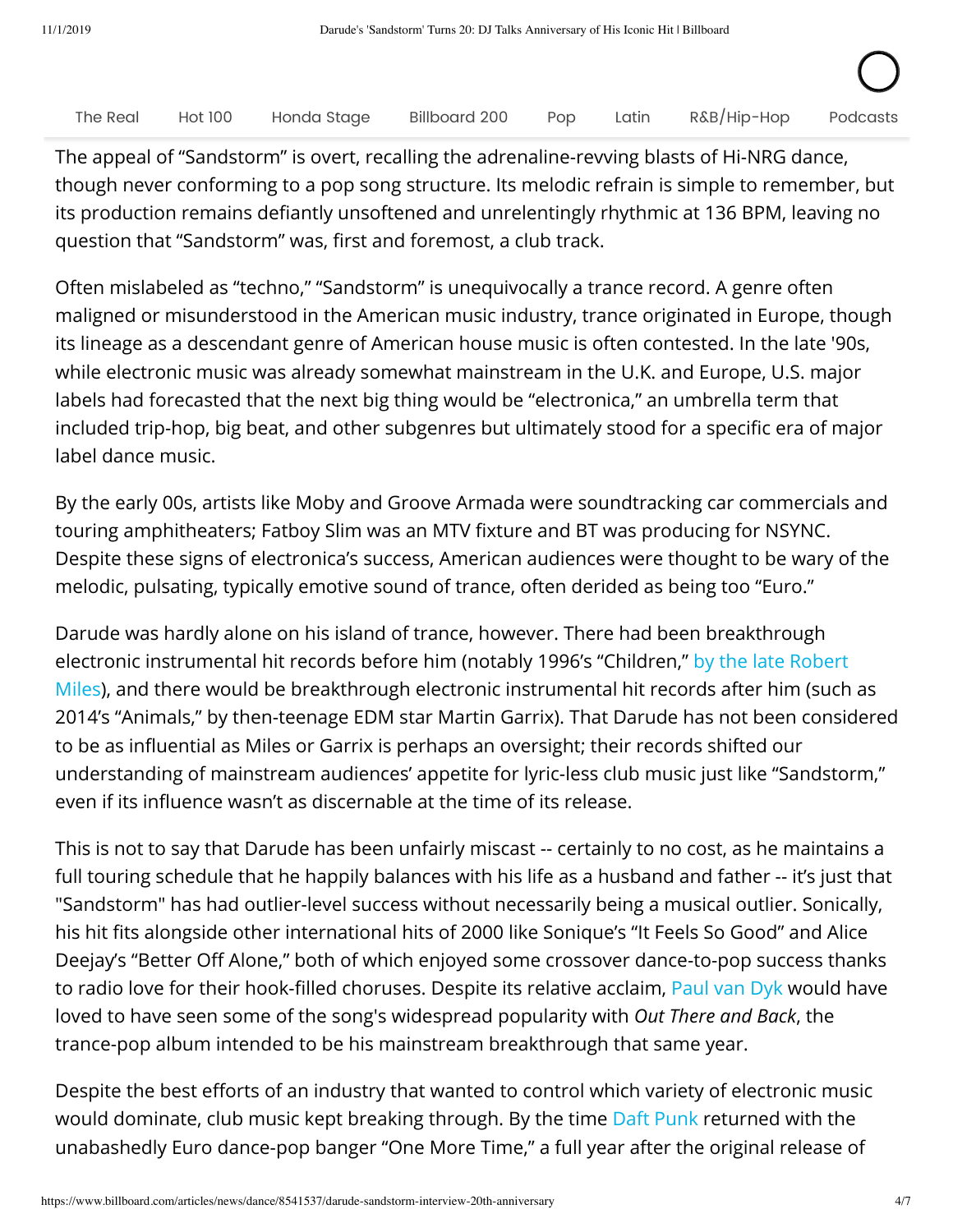The appeal of "Sandstorm" is overt, recalling the adrenaline-revving blasts of Hi-NRG dance, though never conforming to a pop song structure. Its melodic refrain is simple to remember, but its production remains defiantly unsoftened and unrelentingly rhythmic at 136 BPM, leaving no question that "Sandstorm" was, first and foremost, a club track.

Often mislabeled as "techno," "Sandstorm" is unequivocally a trance record. A genre often maligned or misunderstood in the American music industry, trance originated in Europe, though its lineage as a descendant genre of American house music is often contested. In the late '90s, while electronic music was already somewhat mainstream in the U.K. and Europe, U.S. major labels had forecasted that the next big thing would be "electronica," an umbrella term that included trip-hop, big beat, and other subgenres but ultimately stood for a specific era of major label dance music.

By the early 00s, artists like Moby and Groove Armada were soundtracking car commercials and touring amphitheaters; Fatboy Slim was an MTV fixture and BT was producing for NSYNC. Despite these signs of electronica's success, American audiences were thought to be wary of the melodic, pulsating, typically emotive sound of trance, often derided as being too "Euro."

Darude was hardly alone on his island of trance, however. There had been breakthrough electronic instrumental hit records before him (notably 1996's "Children," by the late Robert Miles), and there would be breakthrough electronic instrumental hit records after him (such as 2014's "Animals," by then-teenage EDM star Martin Garrix). That Darude has not been considered to be as influential as Miles or Garrix is perhaps an oversight; their records shifted our understanding of mainstream audiences' appetite for lyric-less club music just like "Sandstorm," even if its influence wasn't as discernable at the time of its release.

This is not to say that Darude has been unfairly miscast -- certainly to no cost, as he maintains a full touring schedule that he happily balances with his life as a husband and father -- it's just that "Sandstorm" has had outlier-level success without necessarily being a musical outlier. Sonically, his hit fits alongside other international hits of 2000 like Sonique's "It Feels So Good" and Alice Deejay's "Better Off Alone," both of which enjoyed some crossover dance-to-pop success thanks to radio love for their hook-filled choruses. Despite its relative acclaim, Paul van Dyk would have loved to have seen some of the song's widespread popularity with *Out There and Back*, the trance-pop album intended to be his mainstream breakthrough that same year.

Despite the best efforts of an industry that wanted to control which variety of electronic music would dominate, club music kept breaking through. By the time Daft Punk returned with the unabashedly Euro dance-pop banger "One More Time," a full year after the original release of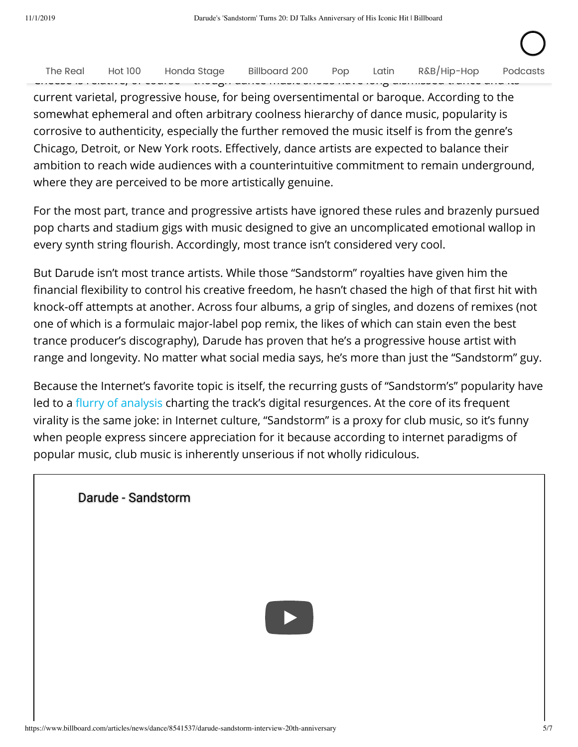current varietal, progressive house, for being oversentimental or baroque. According to the somewhat ephemeral and often arbitrary coolness hierarchy of dance music, popularity is corrosive to authenticity, especially the further removed the music itself is from the genre's Chicago, Detroit, or New York roots. Effectively, dance artists are expected to balance their ambition to reach wide audiences with a counterintuitive commitment to remain underground, where they are perceived to be more artistically genuine.

For the most part, trance and progressive artists have ignored these rules and brazenly pursued pop charts and stadium gigs with music designed to give an uncomplicated emotional wallop in every synth string flourish. Accordingly, most trance isn't considered very cool.

But Darude isn't most trance artists. While those "Sandstorm" royalties have given him the financial flexibility to control his creative freedom, he hasn't chased the high of that first hit with knock-off attempts at another. Across four albums, a grip of singles, and dozens of remixes (not one of which is a formulaic major-label pop remix, the likes of which can stain even the best trance producer's discography), Darude has proven that he's a progressive house artist with range and longevity. No matter what social media says, he's more than just the "Sandstorm" guy.

Because the Internet's favorite topic is itself, the recurring gusts of "Sandstorm's" popularity have led to a flurry of analysis charting the track's digital resurgences. At the core of its frequent virality is the same joke: in Internet culture, "Sandstorm" is a proxy for club music, so it's funny when people express sincere appreciation for it because according to internet paradigms of popular music, club music is inherently unserious if not wholly ridiculous.

Darude - Sandstorm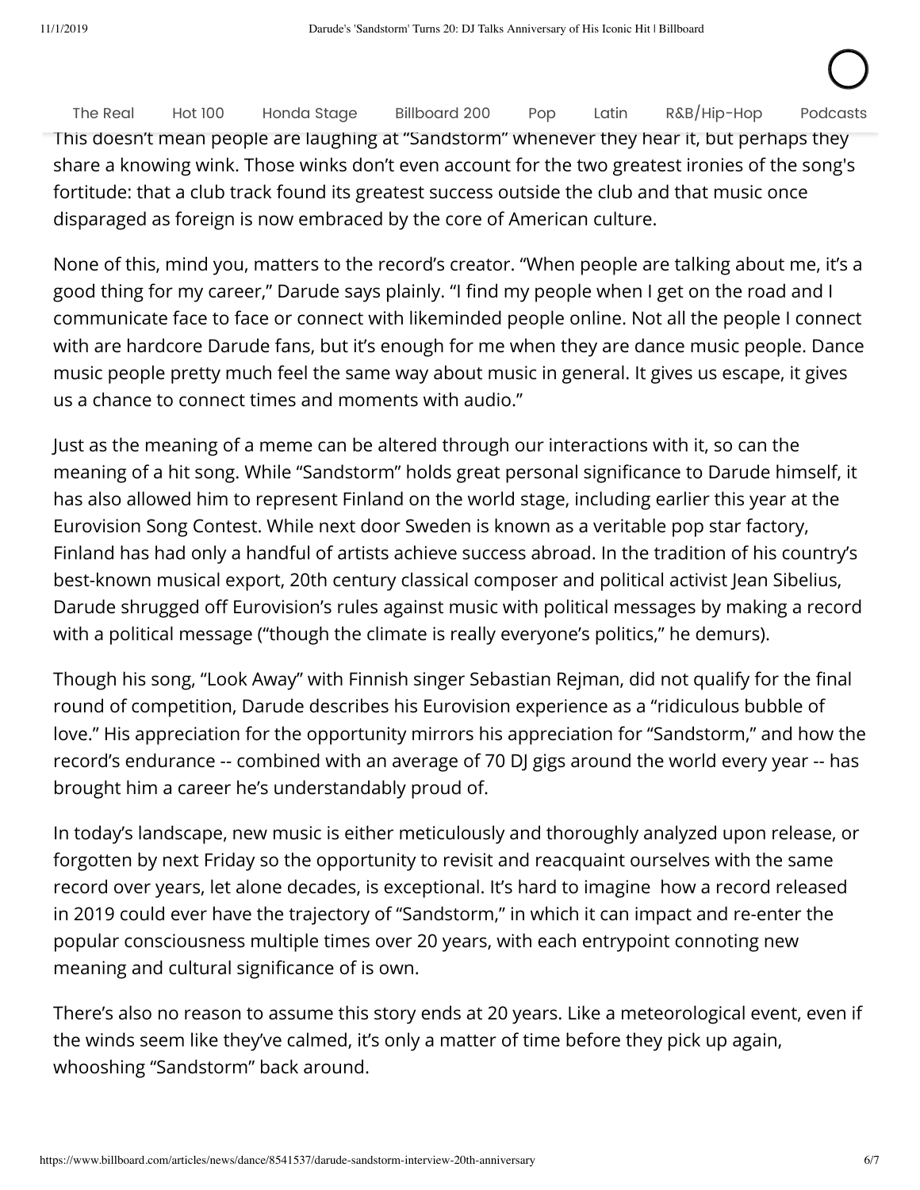This doesn't mean people are laughing at "Sandstorm" whenever they hear it, but perhaps they share a knowing wink. Those winks don't even account for the two greatest ironies of the song's fortitude: that a club track found its greatest success outside the club and that music once disparaged as foreign is now embraced by the core of American culture.

None of this, mind you, matters to the record's creator. "When people are talking about me, it's a good thing for my career," Darude says plainly. "I find my people when I get on the road and I communicate face to face or connect with likeminded people online. Not all the people I connect with are hardcore Darude fans, but it's enough for me when they are dance music people. Dance music people pretty much feel the same way about music in general. It gives us escape, it gives us a chance to connect times and moments with audio."

Just as the meaning of a meme can be altered through our interactions with it, so can the meaning of a hit song. While "Sandstorm" holds great personal significance to Darude himself, it has also allowed him to represent Finland on the world stage, including earlier this year at the Eurovision Song Contest. While next door Sweden is known as a veritable pop star factory, Finland has had only a handful of artists achieve success abroad. In the tradition of his country's best-known musical export, 20th century classical composer and political activist Jean Sibelius, Darude shrugged off Eurovision's rules against music with political messages by making a record with a political message ("though the climate is really everyone's politics," he demurs).

Though his song, "Look Away" with Finnish singer Sebastian Rejman, did not qualify for the final round of competition, Darude describes his Eurovision experience as a "ridiculous bubble of love." His appreciation for the opportunity mirrors his appreciation for "Sandstorm," and how the record's endurance -- combined with an average of 70 DJ gigs around the world every year -- has brought him a career he's understandably proud of.

In today's landscape, new music is either meticulously and thoroughly analyzed upon release, or forgotten by next Friday so the opportunity to revisit and reacquaint ourselves with the same record over years, let alone decades, is exceptional. It's hard to imagine how a record released in 2019 could ever have the trajectory of "Sandstorm," in which it can impact and re-enter the popular consciousness multiple times over 20 years, with each entrypoint connoting new meaning and cultural significance of is own.

There's also no reason to assume this story ends at 20 years. Like a meteorological event, even if the winds seem like they've calmed, it's only a matter of time before they pick up again, whooshing "Sandstorm" back around.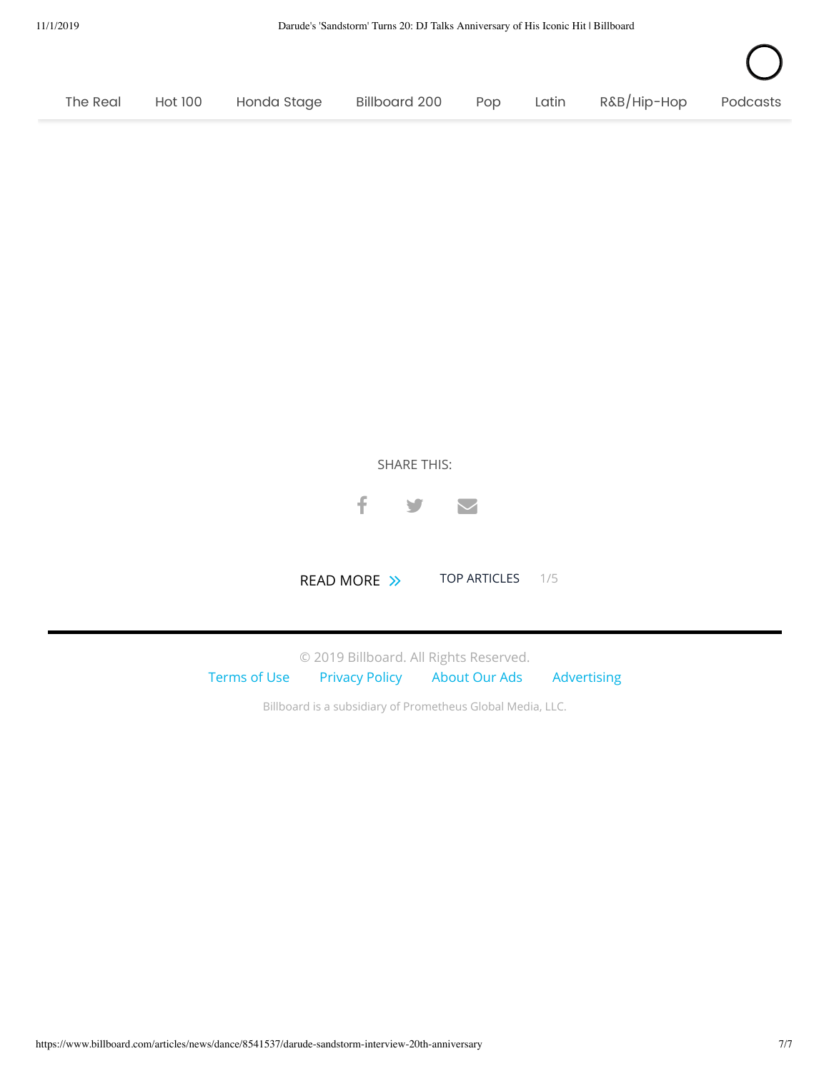The Real Hot 100 Honda Stage Billboard 200 Pop Latin R&B/Hip-Hop Podcasts

SHARE THIS:

READ MORE »   TOP ARTICLES 1/5

© 2019 Billboard. All Rights Reserved.

Terms of Use   Privacy Policy   About Our Ads   Advertising

Billboard is a subsidiary of Prometheus Global Media, LLC.